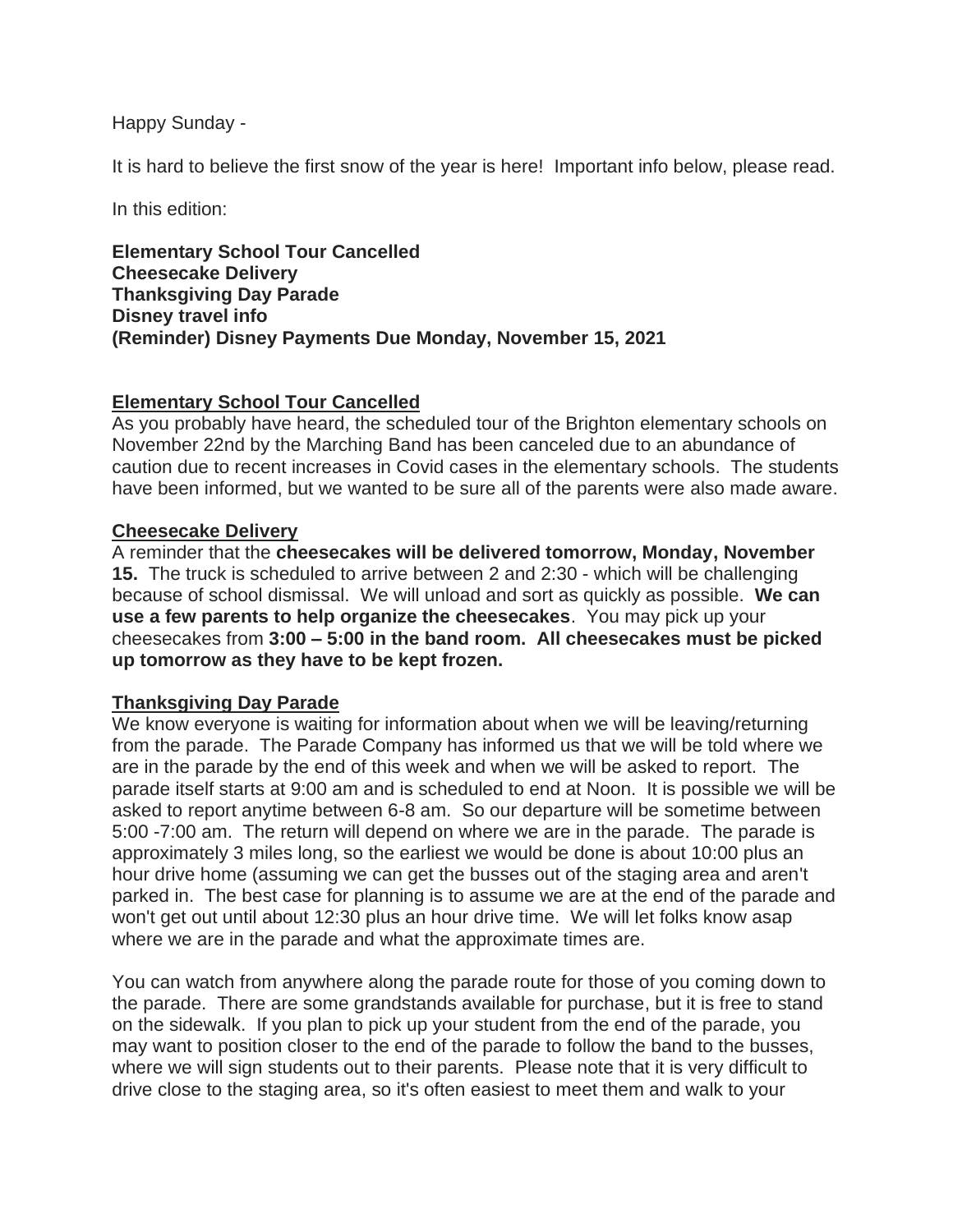Happy Sunday -

It is hard to believe the first snow of the year is here! Important info below, please read.

In this edition:

**Elementary School Tour Cancelled**
**Cheesecake Delivery**
**Thanksgiving Day Parade**
**Disney travel info**
**(Reminder) Disney Payments Due Monday, November 15, 2021**

## Elementary School Tour Cancelled

As you probably have heard, the scheduled tour of the Brighton elementary schools on November 22nd by the Marching Band has been canceled due to an abundance of caution due to recent increases in Covid cases in the elementary schools. The students have been informed, but we wanted to be sure all of the parents were also made aware.

## Cheesecake Delivery

A reminder that the **cheesecakes will be delivered tomorrow, Monday, November 15.** The truck is scheduled to arrive between 2 and 2:30 - which will be challenging because of school dismissal. We will unload and sort as quickly as possible. **We can use a few parents to help organize the cheesecakes**. You may pick up your cheesecakes from **3:00 – 5:00 in the band room. All cheesecakes must be picked up tomorrow as they have to be kept frozen.**

## Thanksgiving Day Parade

We know everyone is waiting for information about when we will be leaving/returning from the parade. The Parade Company has informed us that we will be told where we are in the parade by the end of this week and when we will be asked to report. The parade itself starts at 9:00 am and is scheduled to end at Noon. It is possible we will be asked to report anytime between 6-8 am. So our departure will be sometime between 5:00 -7:00 am. The return will depend on where we are in the parade. The parade is approximately 3 miles long, so the earliest we would be done is about 10:00 plus an hour drive home (assuming we can get the busses out of the staging area and aren't parked in. The best case for planning is to assume we are at the end of the parade and won't get out until about 12:30 plus an hour drive time. We will let folks know asap where we are in the parade and what the approximate times are.

You can watch from anywhere along the parade route for those of you coming down to the parade. There are some grandstands available for purchase, but it is free to stand on the sidewalk. If you plan to pick up your student from the end of the parade, you may want to position closer to the end of the parade to follow the band to the busses, where we will sign students out to their parents. Please note that it is very difficult to drive close to the staging area, so it's often easiest to meet them and walk to your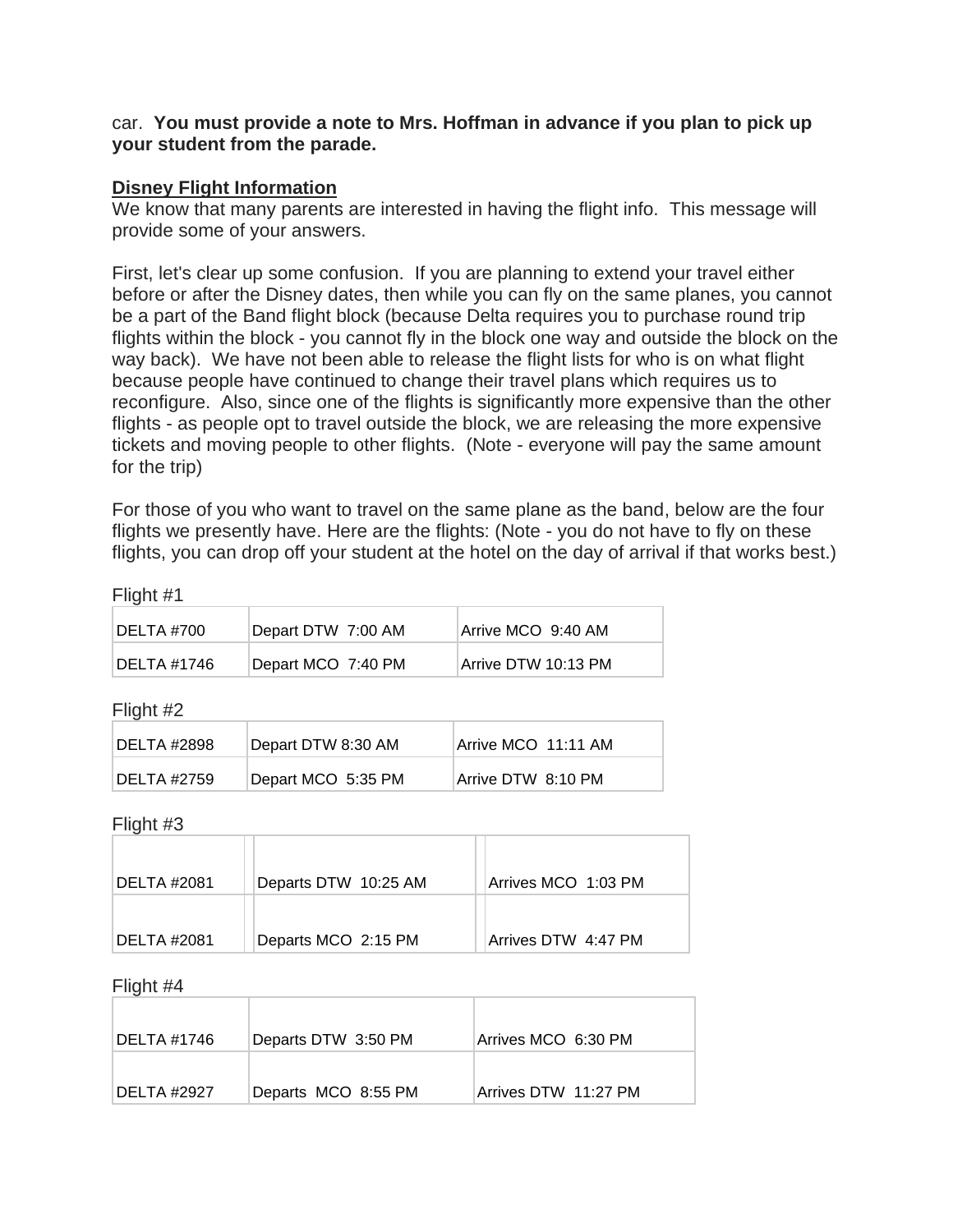car. **You must provide a note to Mrs. Hoffman in advance if you plan to pick up your student from the parade.**

**Disney Flight Information**

We know that many parents are interested in having the flight info. This message will provide some of your answers.

First, let's clear up some confusion. If you are planning to extend your travel either before or after the Disney dates, then while you can fly on the same planes, you cannot be a part of the Band flight block (because Delta requires you to purchase round trip flights within the block - you cannot fly in the block one way and outside the block on the way back). We have not been able to release the flight lists for who is on what flight because people have continued to change their travel plans which requires us to reconfigure. Also, since one of the flights is significantly more expensive than the other flights - as people opt to travel outside the block, we are releasing the more expensive tickets and moving people to other flights. (Note - everyone will pay the same amount for the trip)

For those of you who want to travel on the same plane as the band, below are the four flights we presently have. Here are the flights: (Note - you do not have to fly on these flights, you can drop off your student at the hotel on the day of arrival if that works best.)

Flight #1

| | | |
|---|---|---|
| DELTA #700 | Depart DTW 7:00 AM | Arrive MCO 9:40 AM |
| DELTA #1746 | Depart MCO 7:40 PM | Arrive DTW 10:13 PM |

Flight #2

| | | |
|---|---|---|
| DELTA #2898 | Depart DTW 8:30 AM | Arrive MCO 11:11 AM |
| DELTA #2759 | Depart MCO 5:35 PM | Arrive DTW 8:10 PM |

Flight #3

| | | |
|---|---|---|
| DELTA #2081 | Departs DTW 10:25 AM | Arrives MCO 1:03 PM |
| DELTA #2081 | Departs MCO 2:15 PM | Arrives DTW 4:47 PM |

Flight #4

| | | |
|---|---|---|
| DELTA #1746 | Departs DTW 3:50 PM | Arrives MCO 6:30 PM |
| DELTA #2927 | Departs MCO 8:55 PM | Arrives DTW 11:27 PM |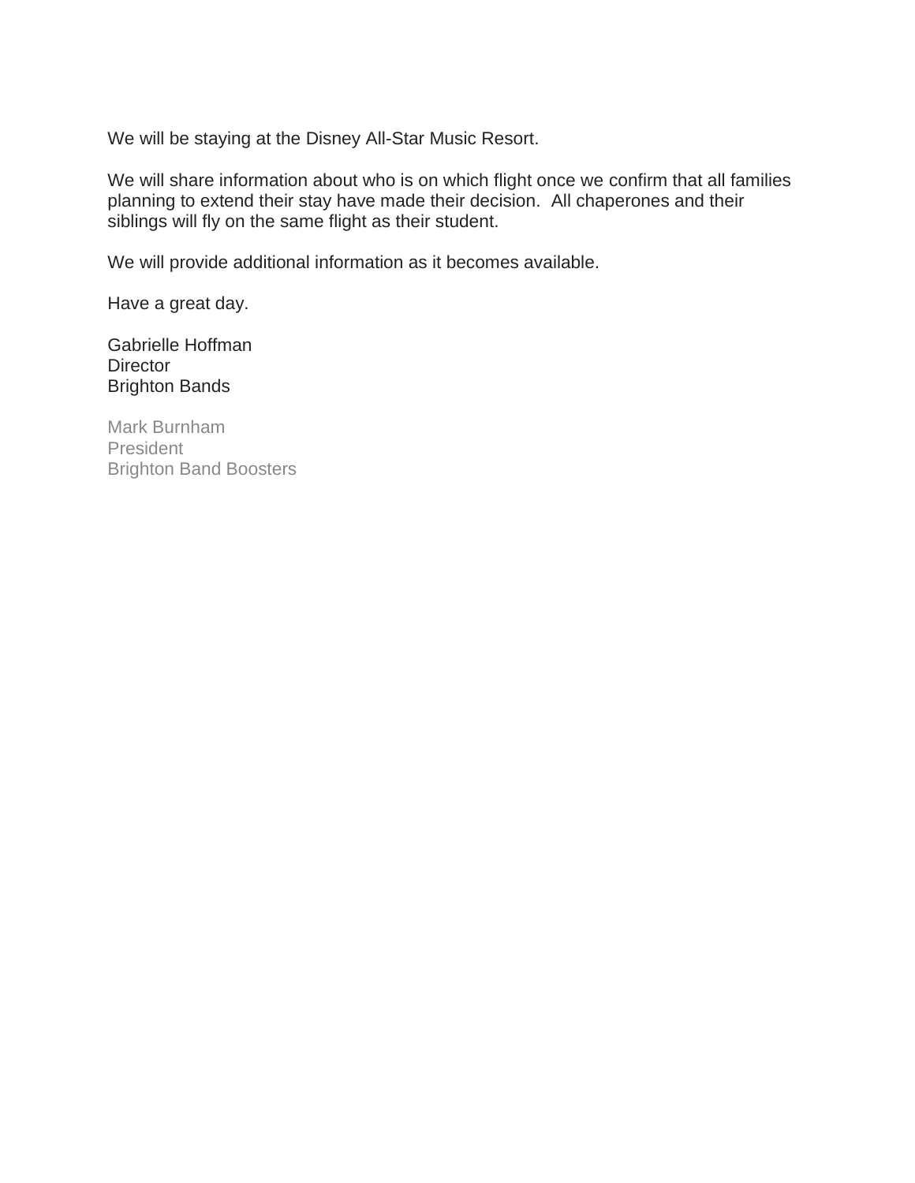We will be staying at the Disney All-Star Music Resort.

We will share information about who is on which flight once we confirm that all families planning to extend their stay have made their decision. All chaperones and their siblings will fly on the same flight as their student.

We will provide additional information as it becomes available.

Have a great day.

Gabrielle Hoffman  
Director  
Brighton Bands

Mark Burnham  
President  
Brighton Band Boosters